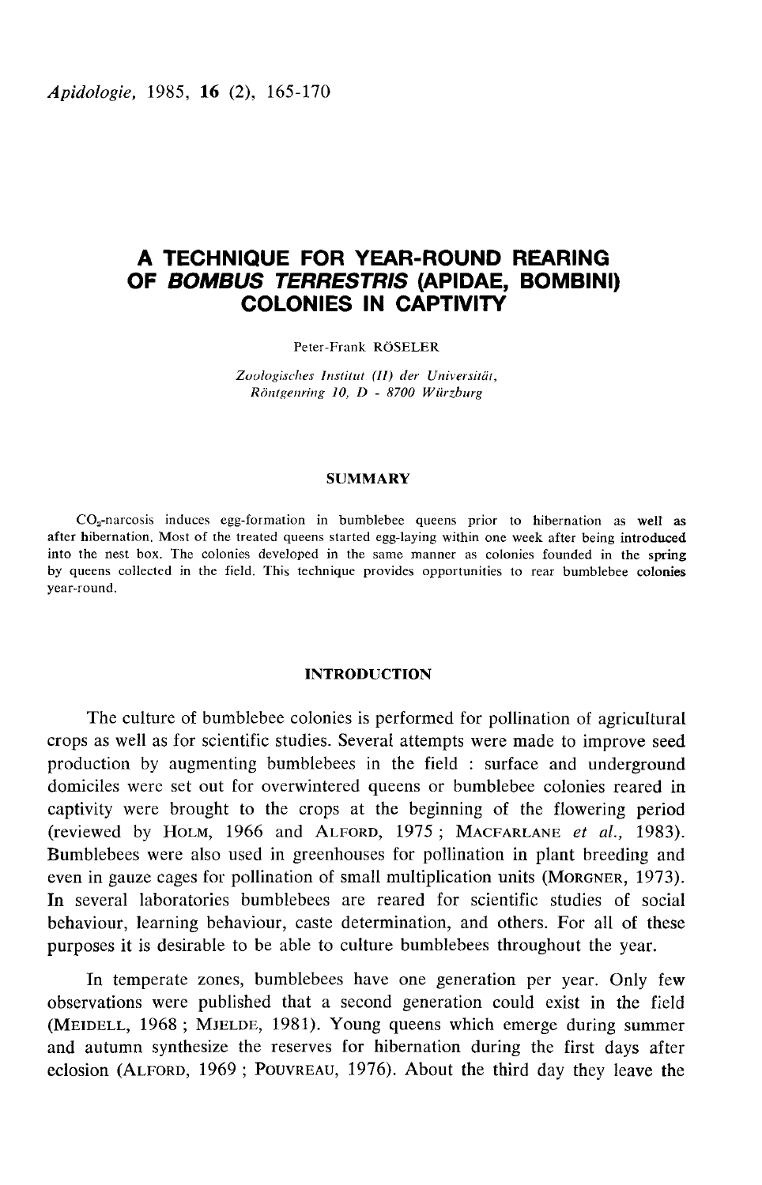# A TECHNIQUE FOR YEAR-ROUND REARING OF *BOMBUS TERRESTRIS* (APIDAE, BOMBINI) COLONIES IN CAPTIVITY

Peter-Frank RÖSELER

*Zoologisches Institut (II) der Universität, Röntgenring 10, D - 8700 Würzburg*

## SUMMARY

$CO_2$-narcosis induces egg-formation in bumblebee queens prior to hibernation as well as after hibernation. Most of the treated queens started egg-laying within one week after being introduced into the nest box. The colonies developed in the same manner as colonies founded in the spring by queens collected in the field. This technique provides opportunities to rear bumblebee colonies year-round.

## INTRODUCTION

The culture of bumblebee colonies is performed for pollination of agricultural crops as well as for scientific studies. Several attempts were made to improve seed production by augmenting bumblebees in the field : surface and underground domiciles were set out for overwintered queens or bumblebee colonies reared in captivity were brought to the crops at the beginning of the flowering period (reviewed by HOLM, 1966 and ALFORD, 1975 ; MACFARLANE *et al.*, 1983). Bumblebees were also used in greenhouses for pollination in plant breeding and even in gauze cages for pollination of small multiplication units (MORGNER, 1973). In several laboratories bumblebees are reared for scientific studies of social behaviour, learning behaviour, caste determination, and others. For all of these purposes it is desirable to be able to culture bumblebees throughout the year.

In temperate zones, bumblebees have one generation per year. Only few observations were published that a second generation could exist in the field (MEIDELL, 1968 ; MJELDE, 1981). Young queens which emerge during summer and autumn synthesize the reserves for hibernation during the first days after eclosion (ALFORD, 1969 ; POUVREAU, 1976). About the third day they leave the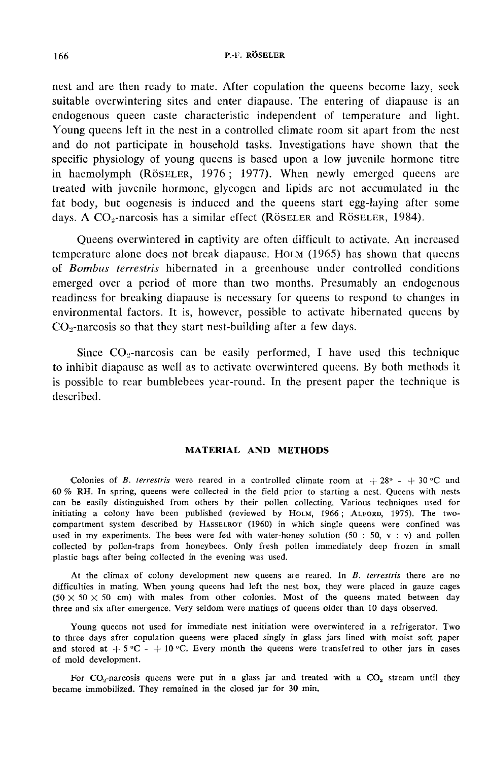nest and are then ready to mate. After copulation the queens become lazy, seek suitable overwintering sites and enter diapause. The entering of diapause is an endogenous queen caste characteristic independent of temperature and light. Young queens left in the nest in a controlled climate room sit apart from the nest and do not participate in household tasks. Investigations have shown that the specific physiology of young queens is based upon a low juvenile hormone titre in haemolymph (RÖSELER, 1976 ; 1977). When newly emerged queens are treated with juvenile hormone, glycogen and lipids are not accumulated in the fat body, but oogenesis is induced and the queens start egg-laying after some days. A $CO_2$-narcosis has a similar effect (RÖSELER and RÖSELER, 1984).

Queens overwintered in captivity are often difficult to activate. An increased temperature alone does not break diapause. HOLM (1965) has shown that queens of *Bombus terrestris* hibernated in a greenhouse under controlled conditions emerged over a period of more than two months. Presumably an endogenous readiness for breaking diapause is necessary for queens to respond to changes in environmental factors. It is, however, possible to activate hibernated queens by $CO_2$-narcosis so that they start nest-building after a few days.

Since $CO_2$-narcosis can be easily performed, I have used this technique to inhibit diapause as well as to activate overwintered queens. By both methods it is possible to rear bumblebees year-round. In the present paper the technique is described.

## MATERIAL AND METHODS

Colonies of *B. terrestris* were reared in a controlled climate room at + 28° - + 30 °C and 60 % RH. In spring, queens were collected in the field prior to starting a nest. Queens with nests can be easily distinguished from others by their pollen collecting. Various techniques used for initiating a colony have been published (reviewed by HOLM, 1966 ; ALFORD, 1975). The two-compartment system described by HASSELROT (1960) in which single queens were confined was used in my experiments. The bees were fed with water-honey solution (50 : 50, v : v) and pollen collected by pollen-traps from honeybees. Only fresh pollen immediately deep frozen in small plastic bags after being collected in the evening was used.

At the climax of colony development new queens are reared. In *B. terrestris* there are no difficulties in mating. When young queens had left the nest box, they were placed in gauze cages (50 × 50 × 50 cm) with males from other colonies. Most of the queens mated between day three and six after emergence. Very seldom were matings of queens older than 10 days observed.

Young queens not used for immediate nest initiation were overwintered in a refrigerator. Two to three days after copulation queens were placed singly in glass jars lined with moist soft paper and stored at + 5 °C - + 10 °C. Every month the queens were transferred to other jars in cases of mold development.

For $CO_2$-narcosis queens were put in a glass jar and treated with a $CO_2$ stream until they became immobilized. They remained in the closed jar for 30 min.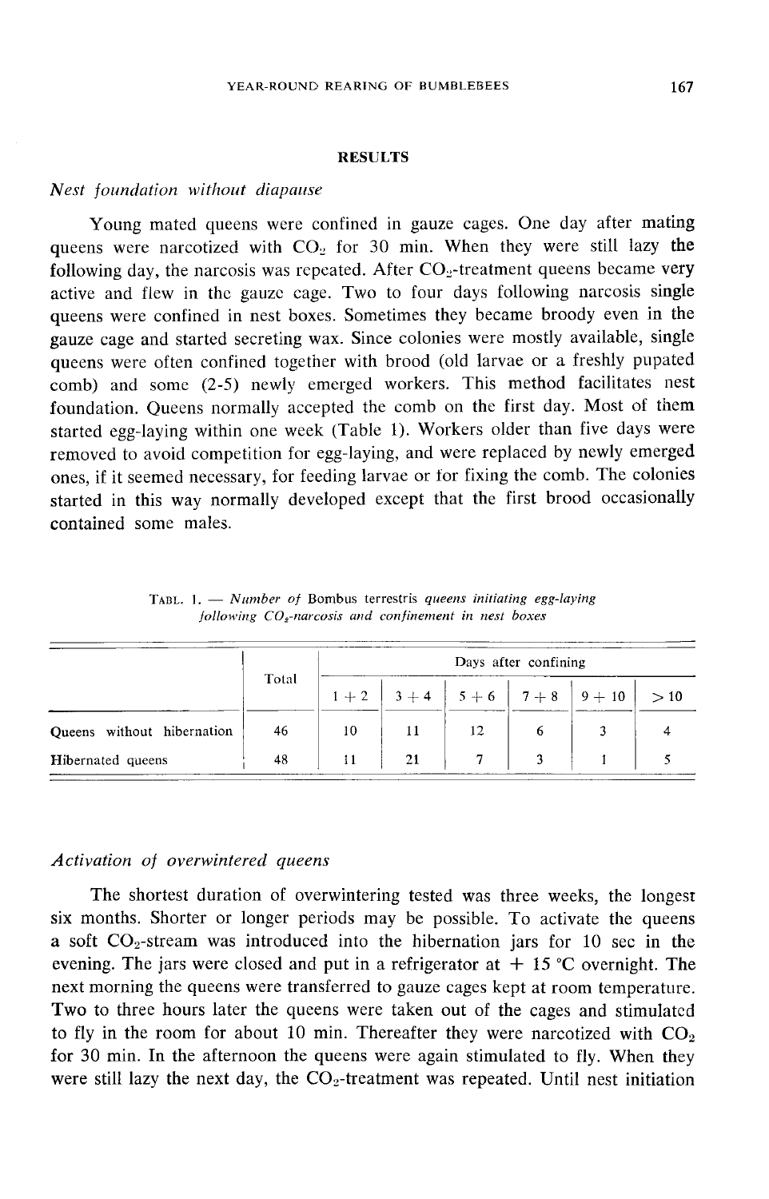## RESULTS

### *Nest foundation without diapause*

Young mated queens were confined in gauze cages. One day after mating queens were narcotized with $CO_2$ for 30 min. When they were still lazy the following day, the narcosis was repeated. After $CO_2$-treatment queens became very active and flew in the gauze cage. Two to four days following narcosis single queens were confined in nest boxes. Sometimes they became broody even in the gauze cage and started secreting wax. Since colonies were mostly available, single queens were often confined together with brood (old larvae or a freshly pupated comb) and some (2-5) newly emerged workers. This method facilitates nest foundation. Queens normally accepted the comb on the first day. Most of them started egg-laying within one week (Table 1). Workers older than five days were removed to avoid competition for egg-laying, and were replaced by newly emerged ones, if it seemed necessary, for feeding larvae or for fixing the comb. The colonies started in this way normally developed except that the first brood occasionally contained some males.

TABL. 1. — *Number of* Bombus terrestris *queens initiating egg-laying following $CO_2$-narcosis and confinement in nest boxes*

| | Total | Days after confining | | | | | |
|---|---|---|---|---|---|---|---|
| | | 1 + 2 | 3 + 4 | 5 + 6 | 7 + 8 | 9 + 10 | > 10 |
| Queens without hibernation | 46 | 10 | 11 | 12 | 6 | 3 | 4 |
| Hibernated queens | 48 | 11 | 21 | 7 | 3 | 1 | 5 |

### *Activation of overwintered queens*

The shortest duration of overwintering tested was three weeks, the longest six months. Shorter or longer periods may be possible. To activate the queens a soft $CO_2$-stream was introduced into the hibernation jars for 10 sec in the evening. The jars were closed and put in a refrigerator at + 15 °C overnight. The next morning the queens were transferred to gauze cages kept at room temperature. Two to three hours later the queens were taken out of the cages and stimulated to fly in the room for about 10 min. Thereafter they were narcotized with $CO_2$ for 30 min. In the afternoon the queens were again stimulated to fly. When they were still lazy the next day, the $CO_2$-treatment was repeated. Until nest initiation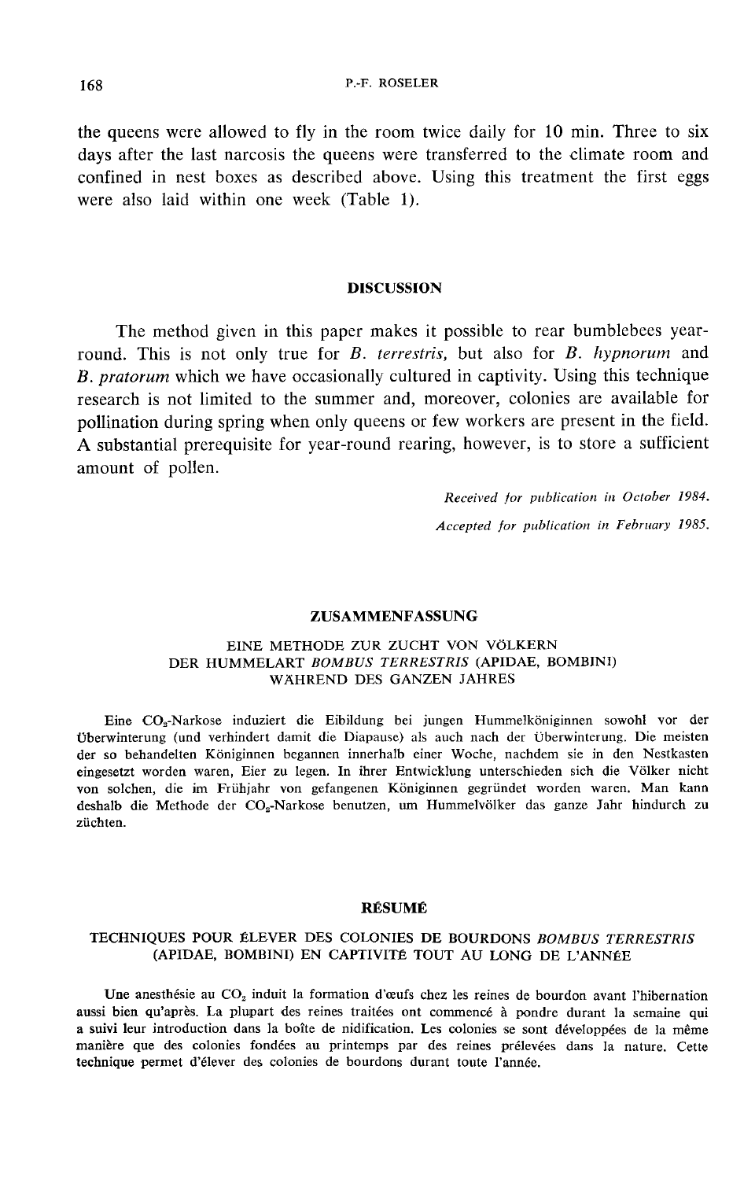the queens were allowed to fly in the room twice daily for 10 min. Three to six days after the last narcosis the queens were transferred to the climate room and confined in nest boxes as described above. Using this treatment the first eggs were also laid within one week (Table 1).

## DISCUSSION

The method given in this paper makes it possible to rear bumblebees year-round. This is not only true for *B. terrestris*, but also for *B. hypnorum* and *B. pratorum* which we have occasionally cultured in captivity. Using this technique research is not limited to the summer and, moreover, colonies are available for pollination during spring when only queens or few workers are present in the field. A substantial prerequisite for year-round rearing, however, is to store a sufficient amount of pollen.

*Received for publication in October 1984.*

*Accepted for publication in February 1985.*

## ZUSAMMENFASSUNG

### EINE METHODE ZUR ZUCHT VON VÖLKERN DER HUMMELART *BOMBUS TERRESTRIS* (APIDAE, BOMBINI) WÄHREND DES GANZEN JAHRES

Eine $CO_2$-Narkose induziert die Eibildung bei jungen Hummelköniginnen sowohl vor der Überwinterung (und verhindert damit die Diapause) als auch nach der Überwinterung. Die meisten der so behandelten Königinnen begannen innerhalb einer Woche, nachdem sie in den Nestkasten eingesetzt worden waren, Eier zu legen. In ihrer Entwicklung unterschieden sich die Völker nicht von solchen, die im Frühjahr von gefangenen Königinnen gegründet worden waren. Man kann deshalb die Methode der $CO_2$-Narkose benutzen, um Hummelvölker das ganze Jahr hindurch zu züchten.

## RÉSUMÉ

### TECHNIQUES POUR ÉLEVER DES COLONIES DE BOURDONS *BOMBUS TERRESTRIS* (APIDAE, BOMBINI) EN CAPTIVITÉ TOUT AU LONG DE L'ANNÉE

Une anesthésie au $CO_2$ induit la formation d'œufs chez les reines de bourdon avant l'hibernation aussi bien qu'après. La plupart des reines traitées ont commencé à pondre durant la semaine qui a suivi leur introduction dans la boîte de nidification. Les colonies se sont développées de la même manière que des colonies fondées au printemps par des reines prélevées dans la nature. Cette technique permet d'élever des colonies de bourdons durant toute l'année.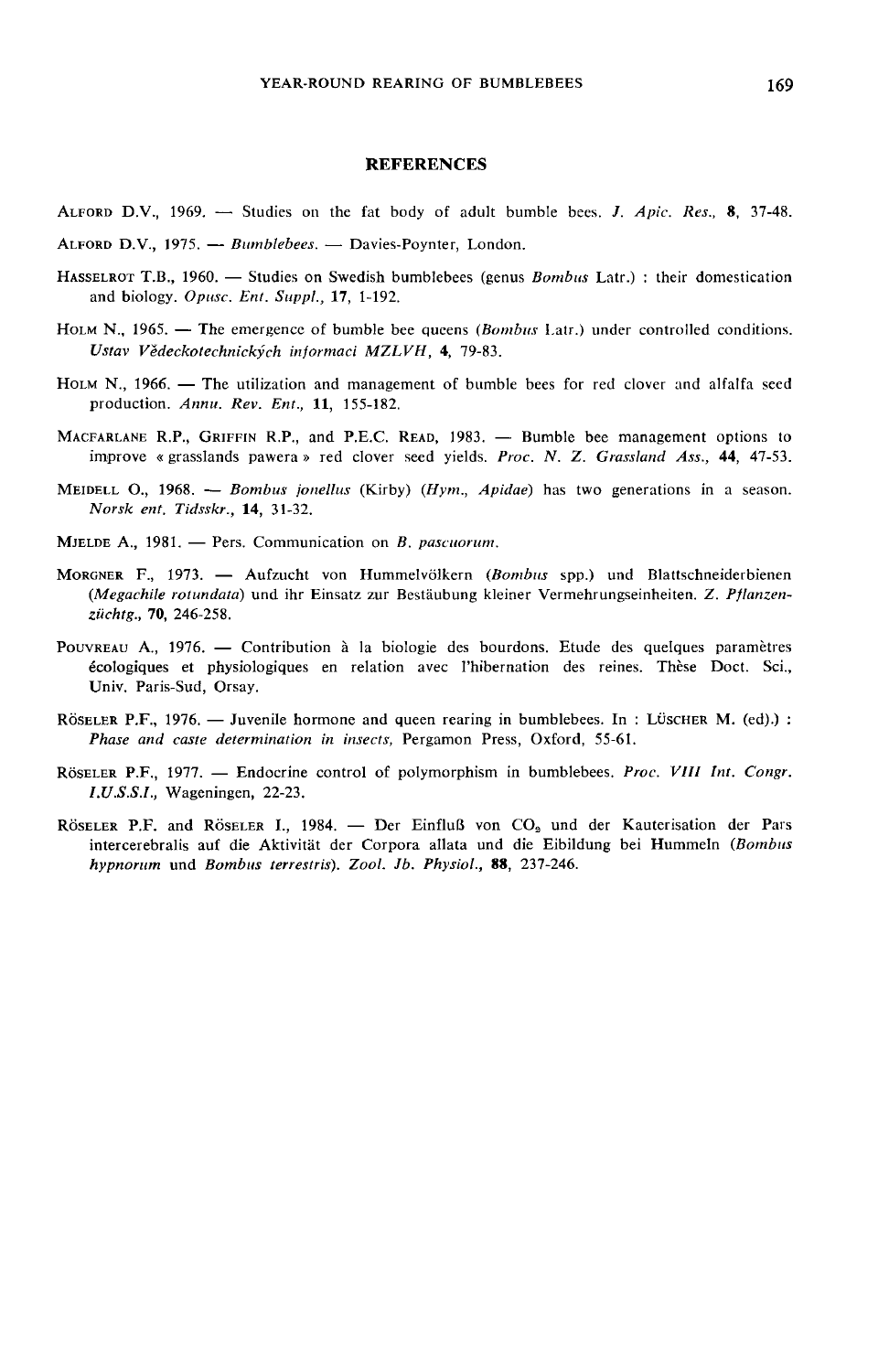## REFERENCES

ALFORD D.V., 1969. — Studies on the fat body of adult bumble bees. *J. Apic. Res.*, **8**, 37-48.

ALFORD D.V., 1975. — *Bumblebees.* — Davies-Poynter, London.

HASSELROT T.B., 1960. — Studies on Swedish bumblebees (genus *Bombus* Latr.) : their domestication and biology. *Opusc. Ent. Suppl.*, **17**, 1-192.

HOLM N., 1965. — The emergence of bumble bee queens (*Bombus* Latr.) under controlled conditions. *Ustav Vědeckotechnických informaci MZLVH*, **4**, 79-83.

HOLM N., 1966. — The utilization and management of bumble bees for red clover and alfalfa seed production. *Annu. Rev. Ent.*, **11**, 155-182.

MACFARLANE R.P., GRIFFIN R.P., and P.E.C. READ, 1983. — Bumble bee management options to improve « grasslands pawera » red clover seed yields. *Proc. N. Z. Grassland Ass.*, **44**, 47-53.

MEIDELL O., 1968. — *Bombus jonellus* (Kirby) (*Hym., Apidae*) has two generations in a season. *Norsk ent. Tidsskr.*, **14**, 31-32.

MJELDE A., 1981. — Pers. Communication on *B. pascuorum*.

MORGNER F., 1973. — Aufzucht von Hummelvölkern (*Bombus* spp.) und Blattschneiderbienen (*Megachile rotundata*) und ihr Einsatz zur Bestäubung kleiner Vermehrungseinheiten. *Z. Pflanzenzüchtg.*, **70**, 246-258.

POUVREAU A., 1976. — Contribution à la biologie des bourdons. Etude des quelques paramètres écologiques et physiologiques en relation avec l'hibernation des reines. Thèse Doct. Sci., Univ. Paris-Sud, Orsay.

RÖSELER P.F., 1976. — Juvenile hormone and queen rearing in bumblebees. In : LÜSCHER M. (ed).) : *Phase and caste determination in insects*, Pergamon Press, Oxford, 55-61.

RÖSELER P.F., 1977. — Endocrine control of polymorphism in bumblebees. *Proc. VIII Int. Congr. I.U.S.S.I.*, Wageningen, 22-23.

RÖSELER P.F. and RÖSELER I., 1984. — Der Einfluß von $CO_2$ und der Kauterisation der Pars intercerebralis auf die Aktivität der Corpora allata und die Eibildung bei Hummeln (*Bombus hypnorum* und *Bombus terrestris*). *Zool. Jb. Physiol.*, **88**, 237-246.